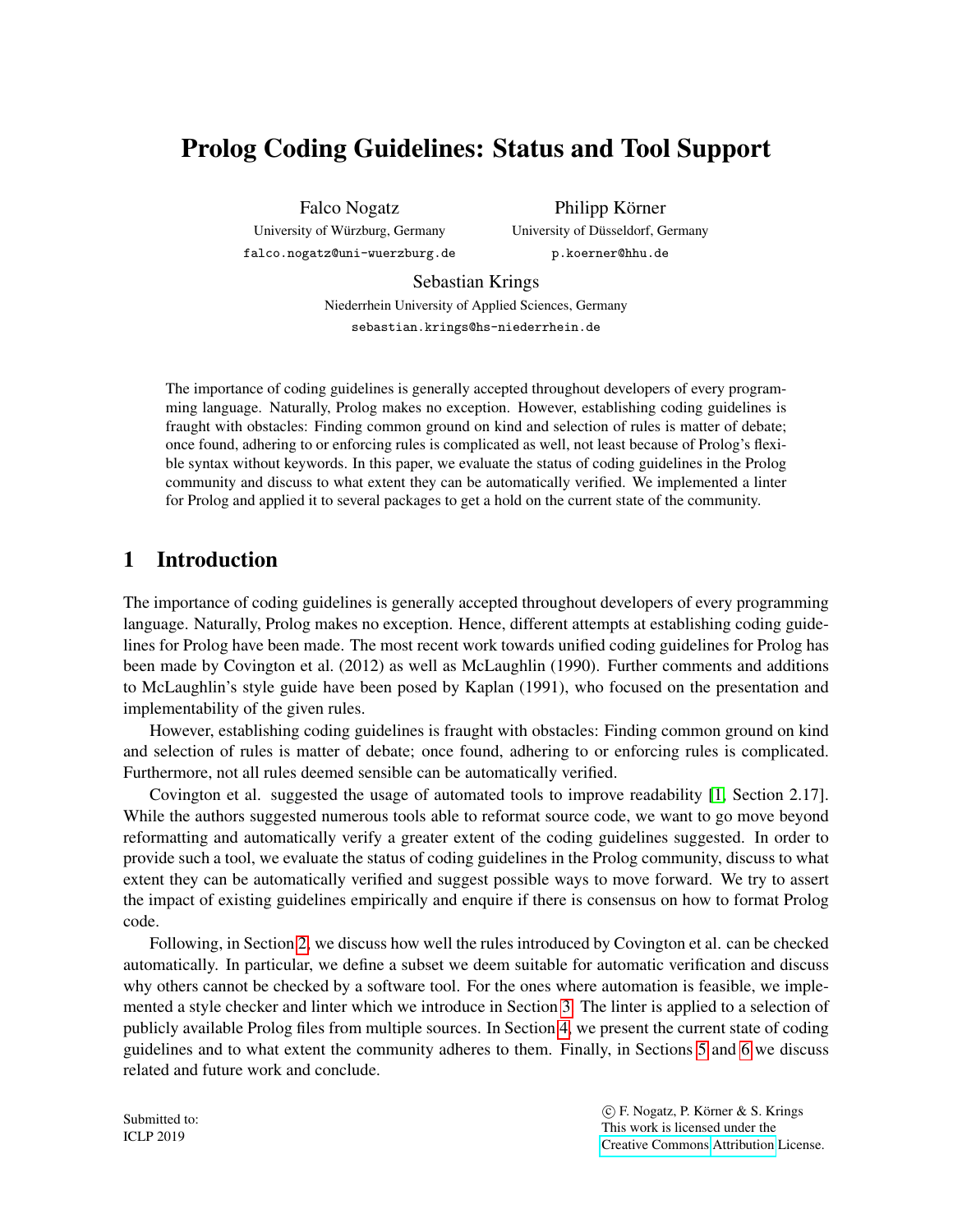# Prolog Coding Guidelines: Status and Tool Support

Falco Nogatz
University of Würzburg, Germany
falco.nogatz@uni-wuerzburg.de

Philipp Körner
University of Düsseldorf, Germany
p.koerner@hhu.de

Sebastian Krings
Niederrhein University of Applied Sciences, Germany
sebastian.krings@hs-niederrhein.de

The importance of coding guidelines is generally accepted throughout developers of every programming language. Naturally, Prolog makes no exception. However, establishing coding guidelines is fraught with obstacles: Finding common ground on kind and selection of rules is matter of debate; once found, adhering to or enforcing rules is complicated as well, not least because of Prolog's flexible syntax without keywords. In this paper, we evaluate the status of coding guidelines in the Prolog community and discuss to what extent they can be automatically verified. We implemented a linter for Prolog and applied it to several packages to get a hold on the current state of the community.

## 1 Introduction

The importance of coding guidelines is generally accepted throughout developers of every programming language. Naturally, Prolog makes no exception. Hence, different attempts at establishing coding guidelines for Prolog have been made. The most recent work towards unified coding guidelines for Prolog has been made by Covington et al. (2012) as well as McLaughlin (1990). Further comments and additions to McLaughlin's style guide have been posed by Kaplan (1991), who focused on the presentation and implementability of the given rules.

However, establishing coding guidelines is fraught with obstacles: Finding common ground on kind and selection of rules is matter of debate; once found, adhering to or enforcing rules is complicated. Furthermore, not all rules deemed sensible can be automatically verified.

Covington et al. suggested the usage of automated tools to improve readability [1, Section 2.17]. While the authors suggested numerous tools able to reformat source code, we want to go move beyond reformatting and automatically verify a greater extent of the coding guidelines suggested. In order to provide such a tool, we evaluate the status of coding guidelines in the Prolog community, discuss to what extent they can be automatically verified and suggest possible ways to move forward. We try to assert the impact of existing guidelines empirically and enquire if there is consensus on how to format Prolog code.

Following, in Section 2, we discuss how well the rules introduced by Covington et al. can be checked automatically. In particular, we define a subset we deem suitable for automatic verification and discuss why others cannot be checked by a software tool. For the ones where automation is feasible, we implemented a style checker and linter which we introduce in Section 3. The linter is applied to a selection of publicly available Prolog files from multiple sources. In Section 4, we present the current state of coding guidelines and to what extent the community adheres to them. Finally, in Sections 5 and 6 we discuss related and future work and conclude.

Submitted to:
ICLP 2019

© F. Nogatz, P. Körner & S. Krings
This work is licensed under the
Creative Commons Attribution License.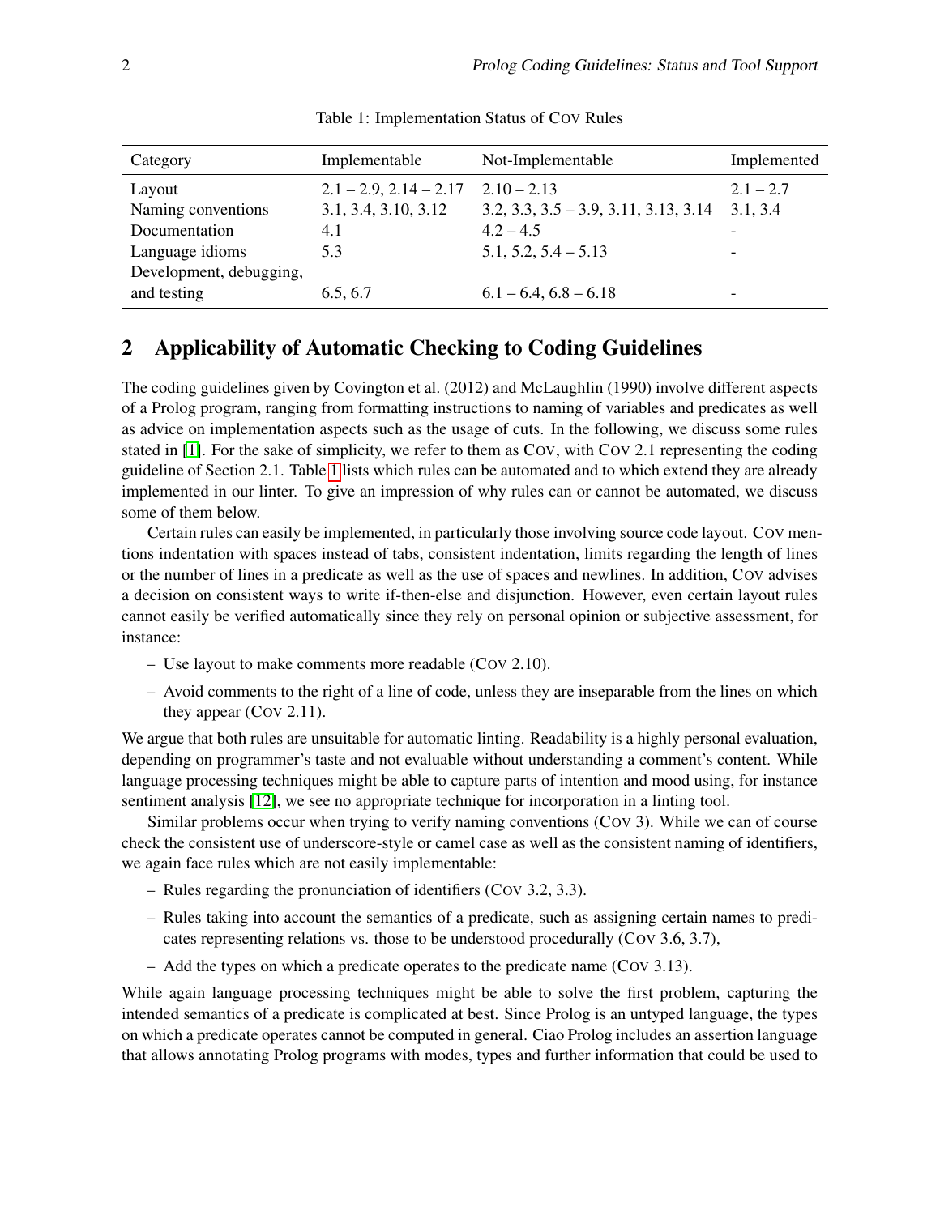Table 1: Implementation Status of COV Rules

| Category | Implementable | Not-Implementable | Implemented |
|---|---|---|---|
| Layout | 2.1 – 2.9, 2.14 – 2.17 | 2.10 – 2.13 | 2.1 – 2.7 |
| Naming conventions | 3.1, 3.4, 3.10, 3.12 | 3.2, 3.3, 3.5 – 3.9, 3.11, 3.13, 3.14 | 3.1, 3.4 |
| Documentation | 4.1 | 4.2 – 4.5 | - |
| Language idioms | 5.3 | 5.1, 5.2, 5.4 – 5.13 | - |
| Development, debugging, and testing | 6.5, 6.7 | 6.1 – 6.4, 6.8 – 6.18 | - |

## 2 Applicability of Automatic Checking to Coding Guidelines

The coding guidelines given by Covington et al. (2012) and McLaughlin (1990) involve different aspects of a Prolog program, ranging from formatting instructions to naming of variables and predicates as well as advice on implementation aspects such as the usage of cuts. In the following, we discuss some rules stated in [1]. For the sake of simplicity, we refer to them as COV, with COV 2.1 representing the coding guideline of Section 2.1. Table 1 lists which rules can be automated and to which extend they are already implemented in our linter. To give an impression of why rules can or cannot be automated, we discuss some of them below.

Certain rules can easily be implemented, in particularly those involving source code layout. COV mentions indentation with spaces instead of tabs, consistent indentation, limits regarding the length of lines or the number of lines in a predicate as well as the use of spaces and newlines. In addition, COV advises a decision on consistent ways to write if-then-else and disjunction. However, even certain layout rules cannot easily be verified automatically since they rely on personal opinion or subjective assessment, for instance:

- Use layout to make comments more readable (COV 2.10).
- Avoid comments to the right of a line of code, unless they are inseparable from the lines on which they appear (COV 2.11).

We argue that both rules are unsuitable for automatic linting. Readability is a highly personal evaluation, depending on programmer's taste and not evaluable without understanding a comment's content. While language processing techniques might be able to capture parts of intention and mood using, for instance sentiment analysis [12], we see no appropriate technique for incorporation in a linting tool.

Similar problems occur when trying to verify naming conventions (COV 3). While we can of course check the consistent use of underscore-style or camel case as well as the consistent naming of identifiers, we again face rules which are not easily implementable:

- Rules regarding the pronunciation of identifiers (COV 3.2, 3.3).
- Rules taking into account the semantics of a predicate, such as assigning certain names to predicates representing relations vs. those to be understood procedurally (COV 3.6, 3.7),
- Add the types on which a predicate operates to the predicate name (COV 3.13).

While again language processing techniques might be able to solve the first problem, capturing the intended semantics of a predicate is complicated at best. Since Prolog is an untyped language, the types on which a predicate operates cannot be computed in general. Ciao Prolog includes an assertion language that allows annotating Prolog programs with modes, types and further information that could be used to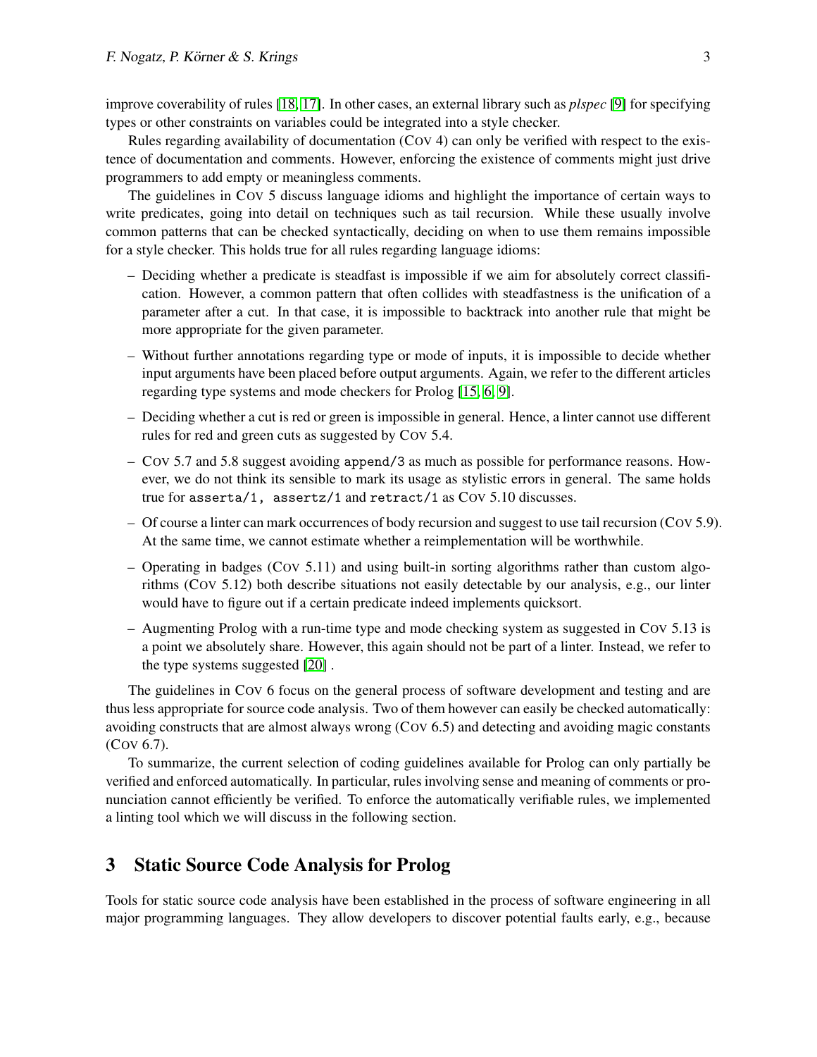improve coverability of rules [18, 17]. In other cases, an external library such as *plspec* [9] for specifying types or other constraints on variables could be integrated into a style checker.

Rules regarding availability of documentation (COV 4) can only be verified with respect to the existence of documentation and comments. However, enforcing the existence of comments might just drive programmers to add empty or meaningless comments.

The guidelines in COV 5 discuss language idioms and highlight the importance of certain ways to write predicates, going into detail on techniques such as tail recursion. While these usually involve common patterns that can be checked syntactically, deciding on when to use them remains impossible for a style checker. This holds true for all rules regarding language idioms:

– Deciding whether a predicate is steadfast is impossible if we aim for absolutely correct classification. However, a common pattern that often collides with steadfastness is the unification of a parameter after a cut. In that case, it is impossible to backtrack into another rule that might be more appropriate for the given parameter.

– Without further annotations regarding type or mode of inputs, it is impossible to decide whether input arguments have been placed before output arguments. Again, we refer to the different articles regarding type systems and mode checkers for Prolog [15, 6, 9].

– Deciding whether a cut is red or green is impossible in general. Hence, a linter cannot use different rules for red and green cuts as suggested by COV 5.4.

– COV 5.7 and 5.8 suggest avoiding `append/3` as much as possible for performance reasons. However, we do not think its sensible to mark its usage as stylistic errors in general. The same holds true for `asserta/1, assertz/1` and `retract/1` as COV 5.10 discusses.

– Of course a linter can mark occurrences of body recursion and suggest to use tail recursion (COV 5.9). At the same time, we cannot estimate whether a reimplementation will be worthwhile.

– Operating in badges (COV 5.11) and using built-in sorting algorithms rather than custom algorithms (COV 5.12) both describe situations not easily detectable by our analysis, e.g., our linter would have to figure out if a certain predicate indeed implements quicksort.

– Augmenting Prolog with a run-time type and mode checking system as suggested in COV 5.13 is a point we absolutely share. However, this again should not be part of a linter. Instead, we refer to the type systems suggested [20] .

The guidelines in COV 6 focus on the general process of software development and testing and are thus less appropriate for source code analysis. Two of them however can easily be checked automatically: avoiding constructs that are almost always wrong (COV 6.5) and detecting and avoiding magic constants (COV 6.7).

To summarize, the current selection of coding guidelines available for Prolog can only partially be verified and enforced automatically. In particular, rules involving sense and meaning of comments or pronunciation cannot efficiently be verified. To enforce the automatically verifiable rules, we implemented a linting tool which we will discuss in the following section.

## 3 Static Source Code Analysis for Prolog

Tools for static source code analysis have been established in the process of software engineering in all major programming languages. They allow developers to discover potential faults early, e.g., because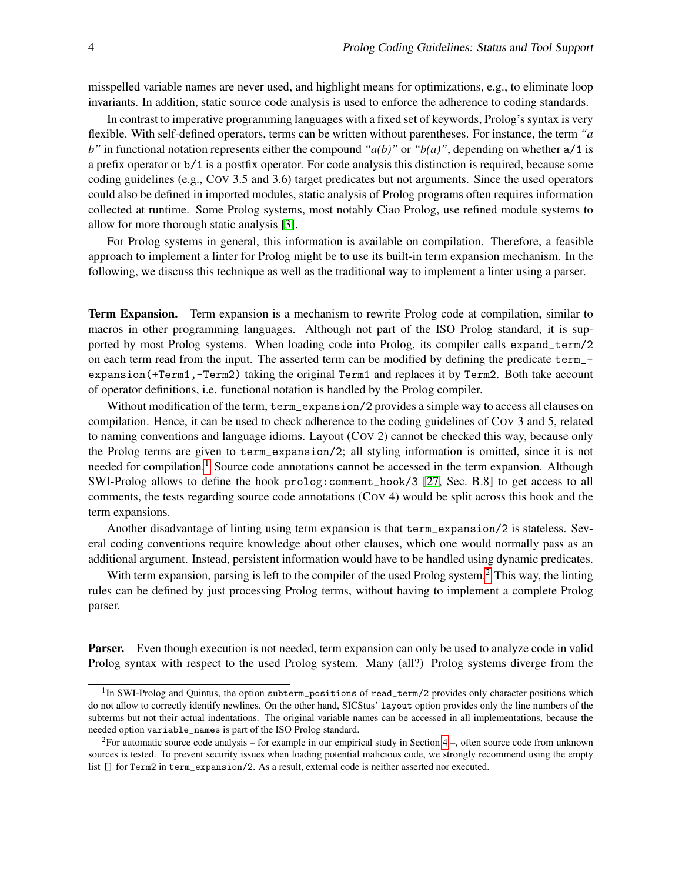misspelled variable names are never used, and highlight means for optimizations, e.g., to eliminate loop invariants. In addition, static source code analysis is used to enforce the adherence to coding standards.

In contrast to imperative programming languages with a fixed set of keywords, Prolog's syntax is very flexible. With self-defined operators, terms can be written without parentheses. For instance, the term *"a b"* in functional notation represents either the compound *"a(b)"* or *"b(a)"*, depending on whether `a/1` is a prefix operator or `b/1` is a postfix operator. For code analysis this distinction is required, because some coding guidelines (e.g., COV 3.5 and 3.6) target predicates but not arguments. Since the used operators could also be defined in imported modules, static analysis of Prolog programs often requires information collected at runtime. Some Prolog systems, most notably Ciao Prolog, use refined module systems to allow for more thorough static analysis [3].

For Prolog systems in general, this information is available on compilation. Therefore, a feasible approach to implement a linter for Prolog might be to use its built-in term expansion mechanism. In the following, we discuss this technique as well as the traditional way to implement a linter using a parser.

**Term Expansion.** Term expansion is a mechanism to rewrite Prolog code at compilation, similar to macros in other programming languages. Although not part of the ISO Prolog standard, it is supported by most Prolog systems. When loading code into Prolog, its compiler calls `expand_term/2` on each term read from the input. The asserted term can be modified by defining the predicate `term_expansion(+Term1,-Term2)` taking the original `Term1` and replaces it by `Term2`. Both take account of operator definitions, i.e. functional notation is handled by the Prolog compiler.

Without modification of the term, `term_expansion/2` provides a simple way to access all clauses on compilation. Hence, it can be used to check adherence to the coding guidelines of COV 3 and 5, related to naming conventions and language idioms. Layout (COV 2) cannot be checked this way, because only the Prolog terms are given to `term_expansion/2`; all styling information is omitted, since it is not needed for compilation.[1] Source code annotations cannot be accessed in the term expansion. Although SWI-Prolog allows to define the hook `prolog:comment_hook/3` [27, Sec. B.8] to get access to all comments, the tests regarding source code annotations (COV 4) would be split across this hook and the term expansions.

Another disadvantage of linting using term expansion is that `term_expansion/2` is stateless. Several coding conventions require knowledge about other clauses, which one would normally pass as an additional argument. Instead, persistent information would have to be handled using dynamic predicates.

With term expansion, parsing is left to the compiler of the used Prolog system.[2] This way, the linting rules can be defined by just processing Prolog terms, without having to implement a complete Prolog parser.

**Parser.** Even though execution is not needed, term expansion can only be used to analyze code in valid Prolog syntax with respect to the used Prolog system. Many (all?) Prolog systems diverge from the

---

[1] In SWI-Prolog and Quintus, the option `subterm_positions` of `read_term/2` provides only character positions which do not allow to correctly identify newlines. On the other hand, SICStus' `layout` option provides only the line numbers of the subterms but not their actual indentations. The original variable names can be accessed in all implementations, because the needed option `variable_names` is part of the ISO Prolog standard.

[2] For automatic source code analysis – for example in our empirical study in Section 4 –, often source code from unknown sources is tested. To prevent security issues when loading potential malicious code, we strongly recommend using the empty list `[]` for `Term2` in `term_expansion/2`. As a result, external code is neither asserted nor executed.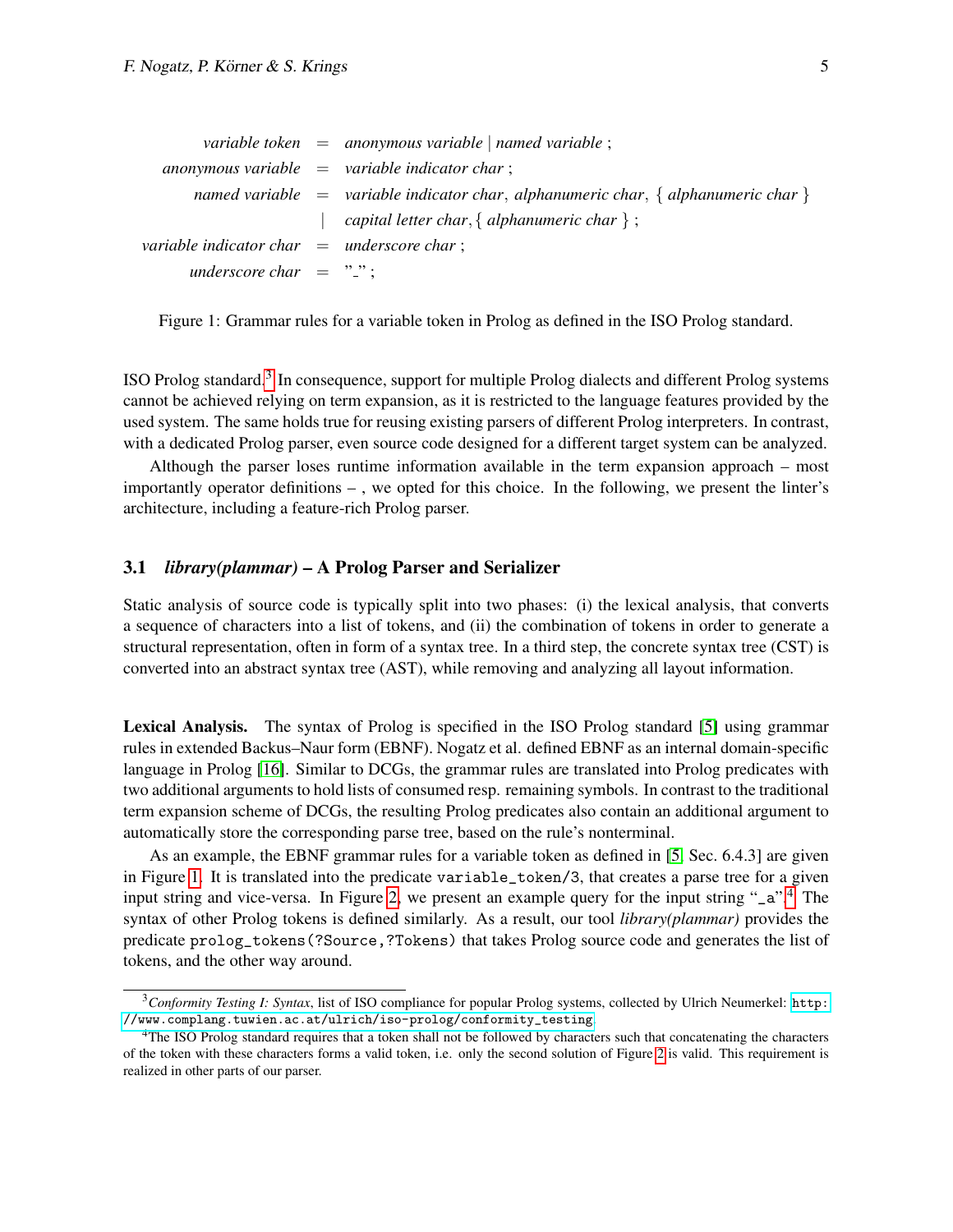*variable token* = *anonymous variable* | *named variable* ;
*anonymous variable* = *variable indicator char* ;
*named variable* = *variable indicator char*, *alphanumeric char*, { *alphanumeric char* }
| *capital letter char*, { *alphanumeric char* } ;
*variable indicator char* = *underscore char* ;
*underscore char* = "_" ;

Figure 1: Grammar rules for a variable token in Prolog as defined in the ISO Prolog standard.

ISO Prolog standard.[3] In consequence, support for multiple Prolog dialects and different Prolog systems cannot be achieved relying on term expansion, as it is restricted to the language features provided by the used system. The same holds true for reusing existing parsers of different Prolog interpreters. In contrast, with a dedicated Prolog parser, even source code designed for a different target system can be analyzed.

Although the parser loses runtime information available in the term expansion approach – most importantly operator definitions – , we opted for this choice. In the following, we present the linter's architecture, including a feature-rich Prolog parser.

### 3.1 *library(plammar)* – A Prolog Parser and Serializer

Static analysis of source code is typically split into two phases: (i) the lexical analysis, that converts a sequence of characters into a list of tokens, and (ii) the combination of tokens in order to generate a structural representation, often in form of a syntax tree. In a third step, the concrete syntax tree (CST) is converted into an abstract syntax tree (AST), while removing and analyzing all layout information.

**Lexical Analysis.** The syntax of Prolog is specified in the ISO Prolog standard [5] using grammar rules in extended Backus–Naur form (EBNF). Nogatz et al. defined EBNF as an internal domain-specific language in Prolog [16]. Similar to DCGs, the grammar rules are translated into Prolog predicates with two additional arguments to hold lists of consumed resp. remaining symbols. In contrast to the traditional term expansion scheme of DCGs, the resulting Prolog predicates also contain an additional argument to automatically store the corresponding parse tree, based on the rule's nonterminal.

As an example, the EBNF grammar rules for a variable token as defined in [5, Sec. 6.4.3] are given in Figure 1. It is translated into the predicate `variable_token/3`, that creates a parse tree for a given input string and vice-versa. In Figure 2, we present an example query for the input string "`_a`".[4] The syntax of other Prolog tokens is defined similarly. As a result, our tool *library(plammar)* provides the predicate `prolog_tokens(?Source,?Tokens)` that takes Prolog source code and generates the list of tokens, and the other way around.

---

[3] *Conformity Testing I: Syntax*, list of ISO compliance for popular Prolog systems, collected by Ulrich Neumerkel: `http://www.complang.tuwien.ac.at/ulrich/iso-prolog/conformity_testing`

[4] The ISO Prolog standard requires that a token shall not be followed by characters such that concatenating the characters of the token with these characters forms a valid token, i.e. only the second solution of Figure 2 is valid. This requirement is realized in other parts of our parser.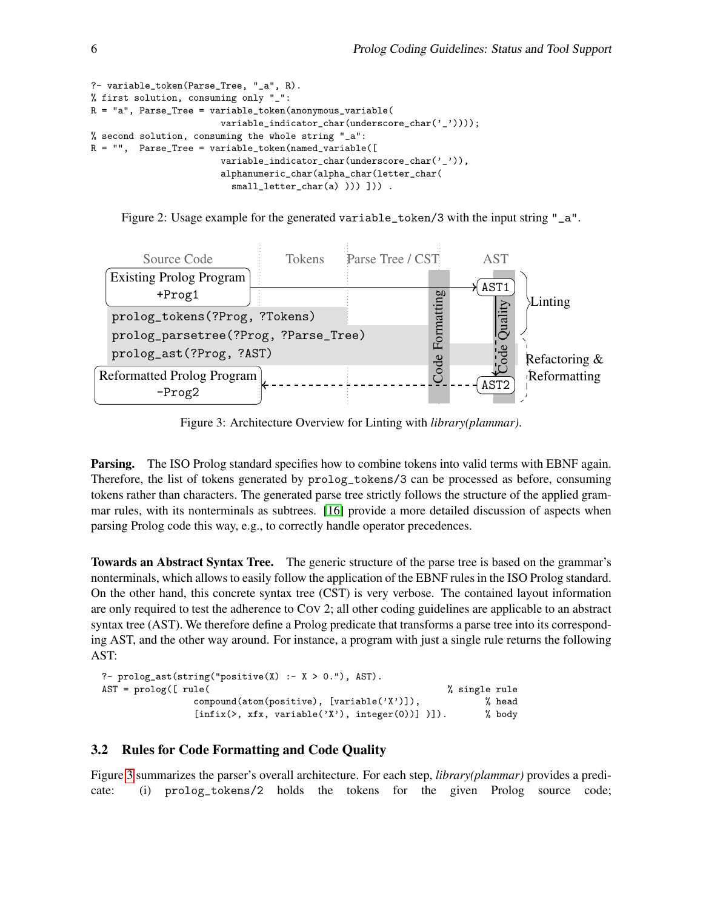```
?- variable_token(Parse_Tree, "_a", R).
% first solution, consuming only "_":
R = "a", Parse_Tree = variable_token(anonymous_variable(
                        variable_indicator_char(underscore_char('_'))));
% second solution, consuming the whole string "_a":
R = "",  Parse_Tree = variable_token(named_variable([
                        variable_indicator_char(underscore_char('_')),
                        alphanumeric_char(alpha_char(letter_char(
                          small_letter_char(a) ))) ])) .
```

Figure 2: Usage example for the generated `variable_token/3` with the input string `"_a"`.

Source Code | Tokens | Parse Tree / CST | AST

Existing Prolog Program +Prog1 → AST1 (Linting)

`prolog_tokens(?Prog, ?Tokens)`
`prolog_parsetree(?Prog, ?Parse_Tree)`
`prolog_ast(?Prog, ?AST)`

Code Formatting | Code Quality

Reformatted Prolog Program -Prog2 ← AST2 (Refactoring & Reformatting)

Figure 3: Architecture Overview for Linting with *library(plammar)*.

**Parsing.** The ISO Prolog standard specifies how to combine tokens into valid terms with EBNF again. Therefore, the list of tokens generated by `prolog_tokens/3` can be processed as before, consuming tokens rather than characters. The generated parse tree strictly follows the structure of the applied grammar rules, with its nonterminals as subtrees. [16] provide a more detailed discussion of aspects when parsing Prolog code this way, e.g., to correctly handle operator precedences.

**Towards an Abstract Syntax Tree.** The generic structure of the parse tree is based on the grammar's nonterminals, which allows to easily follow the application of the EBNF rules in the ISO Prolog standard. On the other hand, this concrete syntax tree (CST) is very verbose. The contained layout information are only required to test the adherence to COV 2; all other coding guidelines are applicable to an abstract syntax tree (AST). We therefore define a Prolog predicate that transforms a parse tree into its corresponding AST, and the other way around. For instance, a program with just a single rule returns the following AST:

```
?- prolog_ast(string("positive(X) :- X > 0."), AST).
AST = prolog([ rule(                                          % single rule
                compound(atom(positive), [variable('X')]),            % head
                [infix(>, xfx, variable('X'), integer(0))] )]).       % body
```

## 3.2 Rules for Code Formatting and Code Quality

Figure 3 summarizes the parser's overall architecture. For each step, *library(plammar)* provides a predicate: (i) `prolog_tokens/2` holds the tokens for the given Prolog source code;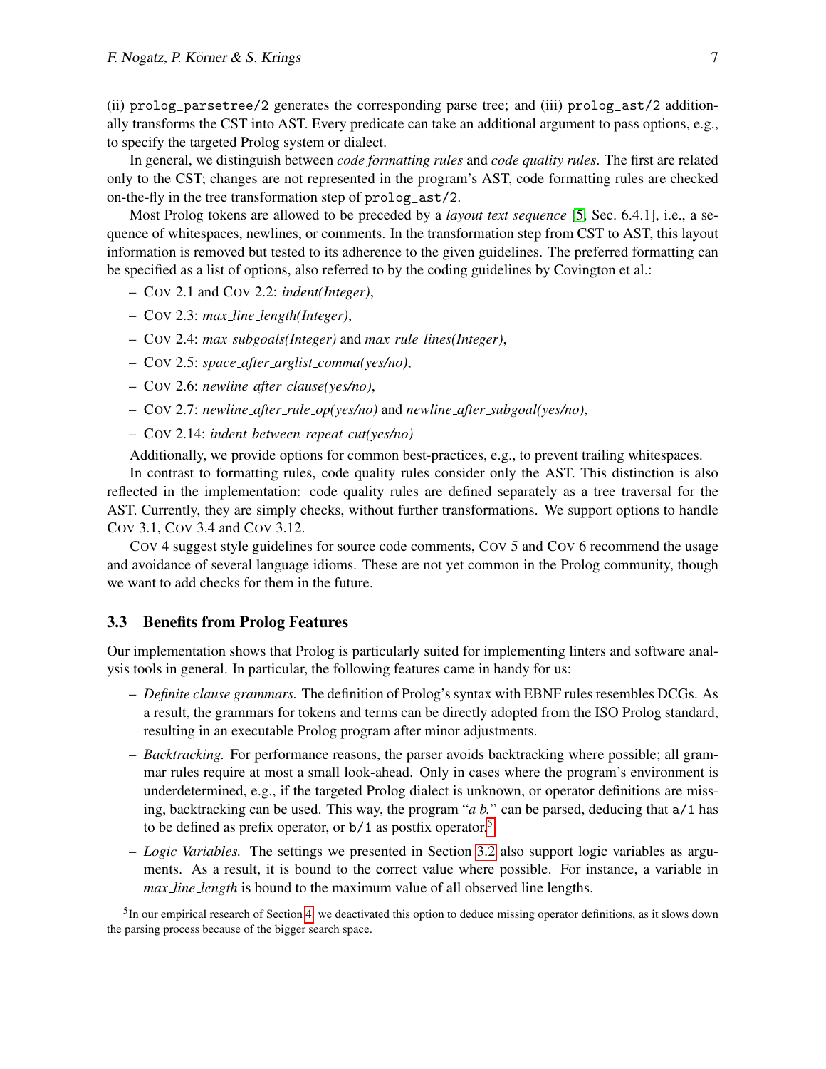(ii) `prolog_parsetree/2` generates the corresponding parse tree; and (iii) `prolog_ast/2` additionally transforms the CST into AST. Every predicate can take an additional argument to pass options, e.g., to specify the targeted Prolog system or dialect.

In general, we distinguish between *code formatting rules* and *code quality rules*. The first are related only to the CST; changes are not represented in the program's AST, code formatting rules are checked on-the-fly in the tree transformation step of `prolog_ast/2`.

Most Prolog tokens are allowed to be preceded by a *layout text sequence* [5, Sec. 6.4.1], i.e., a sequence of whitespaces, newlines, or comments. In the transformation step from CST to AST, this layout information is removed but tested to its adherence to the given guidelines. The preferred formatting can be specified as a list of options, also referred to by the coding guidelines by Covington et al.:

- COV 2.1 and COV 2.2: *indent(Integer)*,
- COV 2.3: *max_line_length(Integer)*,
- COV 2.4: *max_subgoals(Integer)* and *max_rule_lines(Integer)*,
- COV 2.5: *space_after_arglist_comma(yes/no)*,
- COV 2.6: *newline_after_clause(yes/no)*,
- COV 2.7: *newline_after_rule_op(yes/no)* and *newline_after_subgoal(yes/no)*,
- COV 2.14: *indent_between_repeat_cut(yes/no)*

Additionally, we provide options for common best-practices, e.g., to prevent trailing whitespaces.

In contrast to formatting rules, code quality rules consider only the AST. This distinction is also reflected in the implementation: code quality rules are defined separately as a tree traversal for the AST. Currently, they are simply checks, without further transformations. We support options to handle COV 3.1, COV 3.4 and COV 3.12.

COV 4 suggest style guidelines for source code comments, COV 5 and COV 6 recommend the usage and avoidance of several language idioms. These are not yet common in the Prolog community, though we want to add checks for them in the future.

### 3.3 Benefits from Prolog Features

Our implementation shows that Prolog is particularly suited for implementing linters and software analysis tools in general. In particular, the following features came in handy for us:

- *Definite clause grammars.* The definition of Prolog's syntax with EBNF rules resembles DCGs. As a result, the grammars for tokens and terms can be directly adopted from the ISO Prolog standard, resulting in an executable Prolog program after minor adjustments.
- *Backtracking.* For performance reasons, the parser avoids backtracking where possible; all grammar rules require at most a small look-ahead. Only in cases where the program's environment is underdetermined, e.g., if the targeted Prolog dialect is unknown, or operator definitions are missing, backtracking can be used. This way, the program "*a b.*" can be parsed, deducing that `a/1` has to be defined as prefix operator, or `b/1` as postfix operator.[5]
- *Logic Variables.* The settings we presented in Section 3.2 also support logic variables as arguments. As a result, it is bound to the correct value where possible. For instance, a variable in *max_line_length* is bound to the maximum value of all observed line lengths.

[5] In our empirical research of Section 4, we deactivated this option to deduce missing operator definitions, as it slows down the parsing process because of the bigger search space.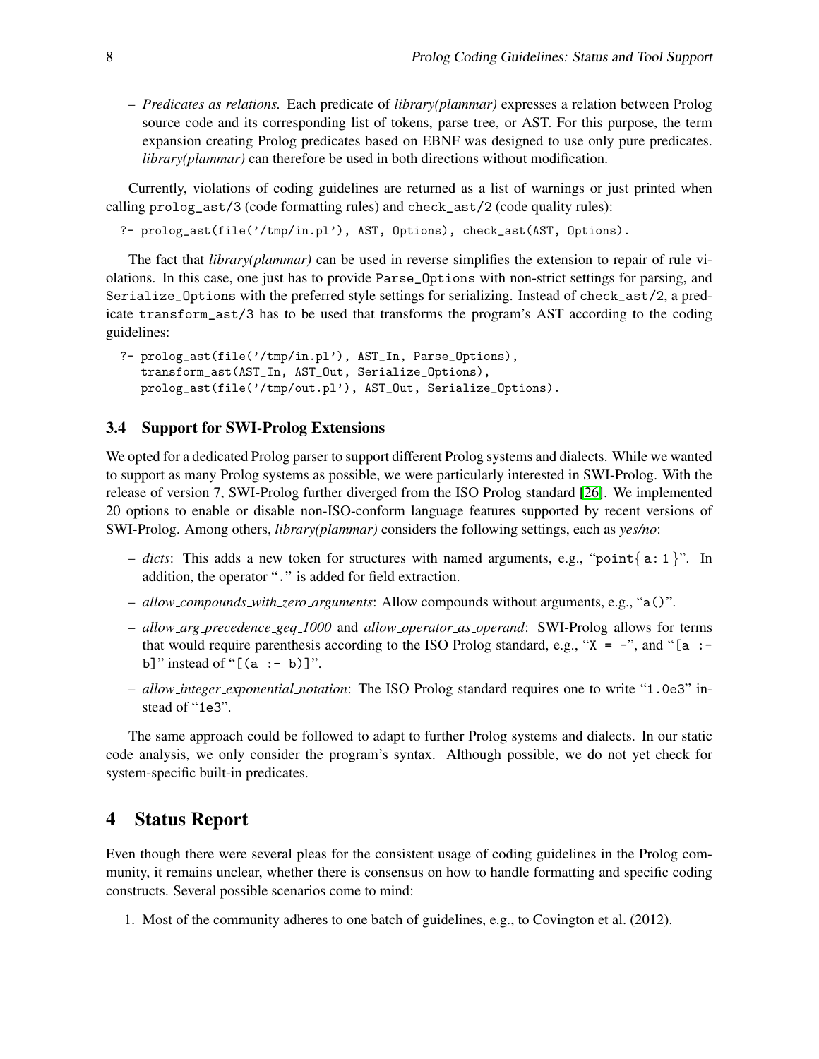– *Predicates as relations.* Each predicate of *library(plammar)* expresses a relation between Prolog source code and its corresponding list of tokens, parse tree, or AST. For this purpose, the term expansion creating Prolog predicates based on EBNF was designed to use only pure predicates. *library(plammar)* can therefore be used in both directions without modification.

Currently, violations of coding guidelines are returned as a list of warnings or just printed when calling `prolog_ast/3` (code formatting rules) and `check_ast/2` (code quality rules):

```
?- prolog_ast(file('/tmp/in.pl'), AST, Options), check_ast(AST, Options).
```

The fact that *library(plammar)* can be used in reverse simplifies the extension to repair of rule violations. In this case, one just has to provide `Parse_Options` with non-strict settings for parsing, and `Serialize_Options` with the preferred style settings for serializing. Instead of `check_ast/2`, a predicate `transform_ast/3` has to be used that transforms the program's AST according to the coding guidelines:

```
?- prolog_ast(file('/tmp/in.pl'), AST_In, Parse_Options),
   transform_ast(AST_In, AST_Out, Serialize_Options),
   prolog_ast(file('/tmp/out.pl'), AST_Out, Serialize_Options).
```

### 3.4 Support for SWI-Prolog Extensions

We opted for a dedicated Prolog parser to support different Prolog systems and dialects. While we wanted to support as many Prolog systems as possible, we were particularly interested in SWI-Prolog. With the release of version 7, SWI-Prolog further diverged from the ISO Prolog standard [26]. We implemented 20 options to enable or disable non-ISO-conform language features supported by recent versions of SWI-Prolog. Among others, *library(plammar)* considers the following settings, each as *yes/no*:

– *dicts*: This adds a new token for structures with named arguments, e.g., "`point{ a: 1 }`". In addition, the operator "`.`" is added for field extraction.

– *allow_compounds_with_zero_arguments*: Allow compounds without arguments, e.g., "`a()`".

– *allow_arg_precedence_geq_1000* and *allow_operator_as_operand*: SWI-Prolog allows for terms that would require parenthesis according to the ISO Prolog standard, e.g., "`X = -`", and "`[a :- b]`" instead of "`[(a :- b)]`".

– *allow_integer_exponential_notation*: The ISO Prolog standard requires one to write "`1.0e3`" instead of "`1e3`".

The same approach could be followed to adapt to further Prolog systems and dialects. In our static code analysis, we only consider the program's syntax. Although possible, we do not yet check for system-specific built-in predicates.

## 4 Status Report

Even though there were several pleas for the consistent usage of coding guidelines in the Prolog community, it remains unclear, whether there is consensus on how to handle formatting and specific coding constructs. Several possible scenarios come to mind:

1. Most of the community adheres to one batch of guidelines, e.g., to Covington et al. (2012).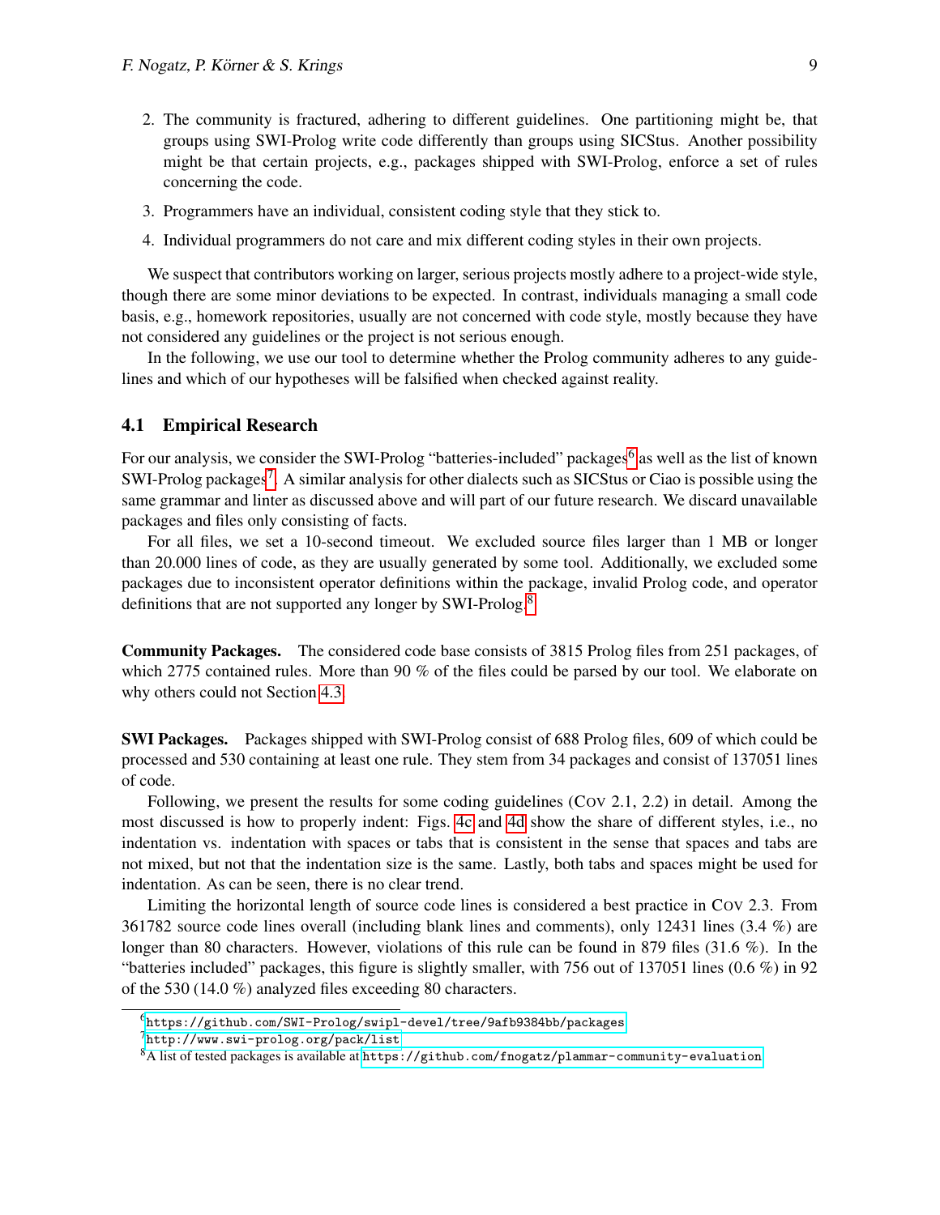2. The community is fractured, adhering to different guidelines. One partitioning might be, that groups using SWI-Prolog write code differently than groups using SICStus. Another possibility might be that certain projects, e.g., packages shipped with SWI-Prolog, enforce a set of rules concerning the code.
3. Programmers have an individual, consistent coding style that they stick to.
4. Individual programmers do not care and mix different coding styles in their own projects.

We suspect that contributors working on larger, serious projects mostly adhere to a project-wide style, though there are some minor deviations to be expected. In contrast, individuals managing a small code basis, e.g., homework repositories, usually are not concerned with code style, mostly because they have not considered any guidelines or the project is not serious enough.

In the following, we use our tool to determine whether the Prolog community adheres to any guidelines and which of our hypotheses will be falsified when checked against reality.

### 4.1 Empirical Research

For our analysis, we consider the SWI-Prolog "batteries-included" packages[6] as well as the list of known SWI-Prolog packages[7]. A similar analysis for other dialects such as SICStus or Ciao is possible using the same grammar and linter as discussed above and will part of our future research. We discard unavailable packages and files only consisting of facts.

For all files, we set a 10-second timeout. We excluded source files larger than 1 MB or longer than 20.000 lines of code, as they are usually generated by some tool. Additionally, we excluded some packages due to inconsistent operator definitions within the package, invalid Prolog code, and operator definitions that are not supported any longer by SWI-Prolog.[8]

**Community Packages.** The considered code base consists of 3815 Prolog files from 251 packages, of which 2775 contained rules. More than 90 % of the files could be parsed by our tool. We elaborate on why others could not Section 4.3.

**SWI Packages.** Packages shipped with SWI-Prolog consist of 688 Prolog files, 609 of which could be processed and 530 containing at least one rule. They stem from 34 packages and consist of 137051 lines of code.

Following, we present the results for some coding guidelines (Cov 2.1, 2.2) in detail. Among the most discussed is how to properly indent: Figs. 4c and 4d show the share of different styles, i.e., no indentation vs. indentation with spaces or tabs that is consistent in the sense that spaces and tabs are not mixed, but not that the indentation size is the same. Lastly, both tabs and spaces might be used for indentation. As can be seen, there is no clear trend.

Limiting the horizontal length of source code lines is considered a best practice in Cov 2.3. From 361782 source code lines overall (including blank lines and comments), only 12431 lines (3.4 %) are longer than 80 characters. However, violations of this rule can be found in 879 files (31.6 %). In the "batteries included" packages, this figure is slightly smaller, with 756 out of 137051 lines (0.6 %) in 92 of the 530 (14.0 %) analyzed files exceeding 80 characters.

[6] `https://github.com/SWI-Prolog/swipl-devel/tree/9afb9384bb/packages`

[7] `http://www.swi-prolog.org/pack/list`

[8] A list of tested packages is available at `https://github.com/fnogatz/plammar-community-evaluation`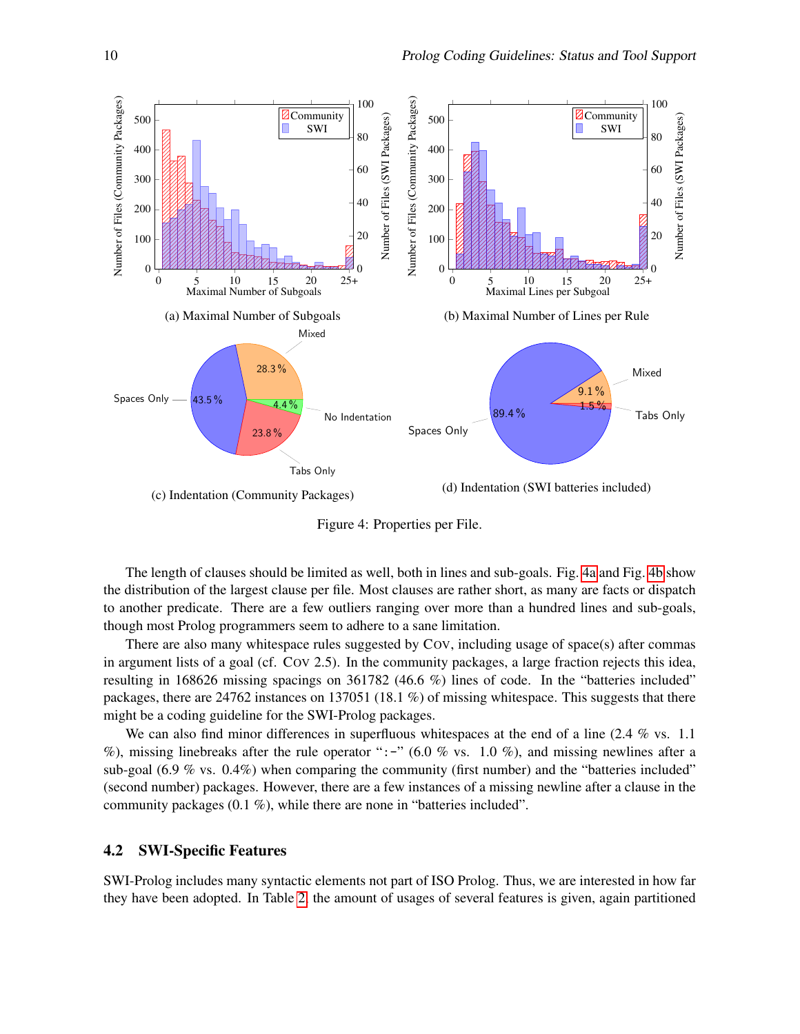(a) Maximal Number of Subgoals

(b) Maximal Number of Lines per Rule

(c) Indentation (Community Packages)

(d) Indentation (SWI batteries included)

Figure 4: Properties per File.

The length of clauses should be limited as well, both in lines and sub-goals. Fig. 4a and Fig. 4b show the distribution of the largest clause per file. Most clauses are rather short, as many are facts or dispatch to another predicate. There are a few outliers ranging over more than a hundred lines and sub-goals, though most Prolog programmers seem to adhere to a sane limitation.

There are also many whitespace rules suggested by COV, including usage of space(s) after commas in argument lists of a goal (cf. COV 2.5). In the community packages, a large fraction rejects this idea, resulting in 168626 missing spacings on 361782 (46.6 %) lines of code. In the "batteries included" packages, there are 24762 instances on 137051 (18.1 %) of missing whitespace. This suggests that there might be a coding guideline for the SWI-Prolog packages.

We can also find minor differences in superfluous whitespaces at the end of a line (2.4 % vs. 1.1 %), missing linebreaks after the rule operator ":-" (6.0 % vs. 1.0 %), and missing newlines after a sub-goal (6.9 % vs. 0.4%) when comparing the community (first number) and the "batteries included" (second number) packages. However, there are a few instances of a missing newline after a clause in the community packages (0.1 %), while there are none in "batteries included".

## 4.2 SWI-Specific Features

SWI-Prolog includes many syntactic elements not part of ISO Prolog. Thus, we are interested in how far they have been adopted. In Table 2, the amount of usages of several features is given, again partitioned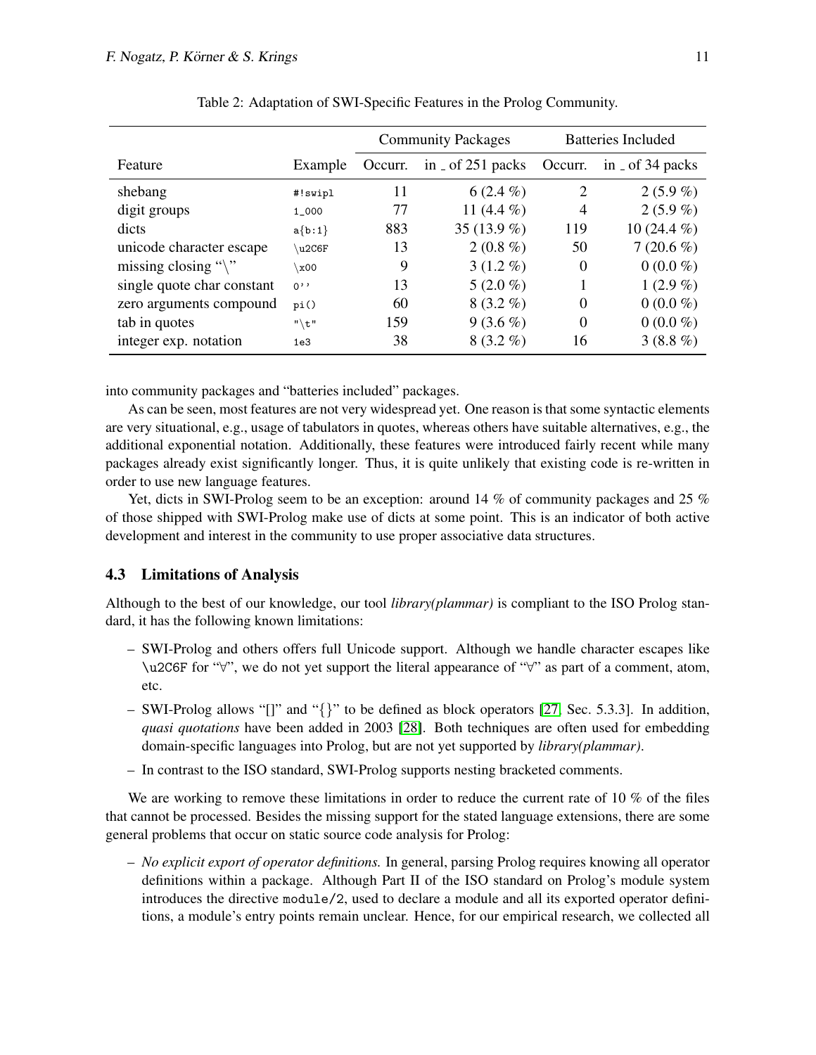Table 2: Adaptation of SWI-Specific Features in the Prolog Community.

| | | Community Packages | | Batteries Included | |
|---|---|---|---|---|---|
| Feature | Example | Occurr. | in _ of 251 packs | Occurr. | in _ of 34 packs |
| shebang | `#!swipl` | 11 | 6 (2.4 %) | 2 | 2 (5.9 %) |
| digit groups | `1_000` | 77 | 11 (4.4 %) | 4 | 2 (5.9 %) |
| dicts | `a{b:1}` | 883 | 35 (13.9 %) | 119 | 10 (24.4 %) |
| unicode character escape | `\u2C6F` | 13 | 2 (0.8 %) | 50 | 7 (20.6 %) |
| missing closing "\" | `\x00` | 9 | 3 (1.2 %) | 0 | 0 (0.0 %) |
| single quote char constant | `0''` | 13 | 5 (2.0 %) | 1 | 1 (2.9 %) |
| zero arguments compound | `pi()` | 60 | 8 (3.2 %) | 0 | 0 (0.0 %) |
| tab in quotes | `"\t"` | 159 | 9 (3.6 %) | 0 | 0 (0.0 %) |
| integer exp. notation | `1e3` | 38 | 8 (3.2 %) | 16 | 3 (8.8 %) |

into community packages and "batteries included" packages.

As can be seen, most features are not very widespread yet. One reason is that some syntactic elements are very situational, e.g., usage of tabulators in quotes, whereas others have suitable alternatives, e.g., the additional exponential notation. Additionally, these features were introduced fairly recent while many packages already exist significantly longer. Thus, it is quite unlikely that existing code is re-written in order to use new language features.

Yet, dicts in SWI-Prolog seem to be an exception: around 14 % of community packages and 25 % of those shipped with SWI-Prolog make use of dicts at some point. This is an indicator of both active development and interest in the community to use proper associative data structures.

### 4.3 Limitations of Analysis

Although to the best of our knowledge, our tool *library(plammar)* is compliant to the ISO Prolog standard, it has the following known limitations:

– SWI-Prolog and others offers full Unicode support. Although we handle character escapes like `\u2C6F` for "Ɐ", we do not yet support the literal appearance of "Ɐ" as part of a comment, atom, etc.

– SWI-Prolog allows "[]" and "{}" to be defined as block operators [27, Sec. 5.3.3]. In addition, *quasi quotations* have been added in 2003 [28]. Both techniques are often used for embedding domain-specific languages into Prolog, but are not yet supported by *library(plammar)*.

– In contrast to the ISO standard, SWI-Prolog supports nesting bracketed comments.

We are working to remove these limitations in order to reduce the current rate of 10 % of the files that cannot be processed. Besides the missing support for the stated language extensions, there are some general problems that occur on static source code analysis for Prolog:

– *No explicit export of operator definitions.* In general, parsing Prolog requires knowing all operator definitions within a package. Although Part II of the ISO standard on Prolog's module system introduces the directive `module/2`, used to declare a module and all its exported operator definitions, a module's entry points remain unclear. Hence, for our empirical research, we collected all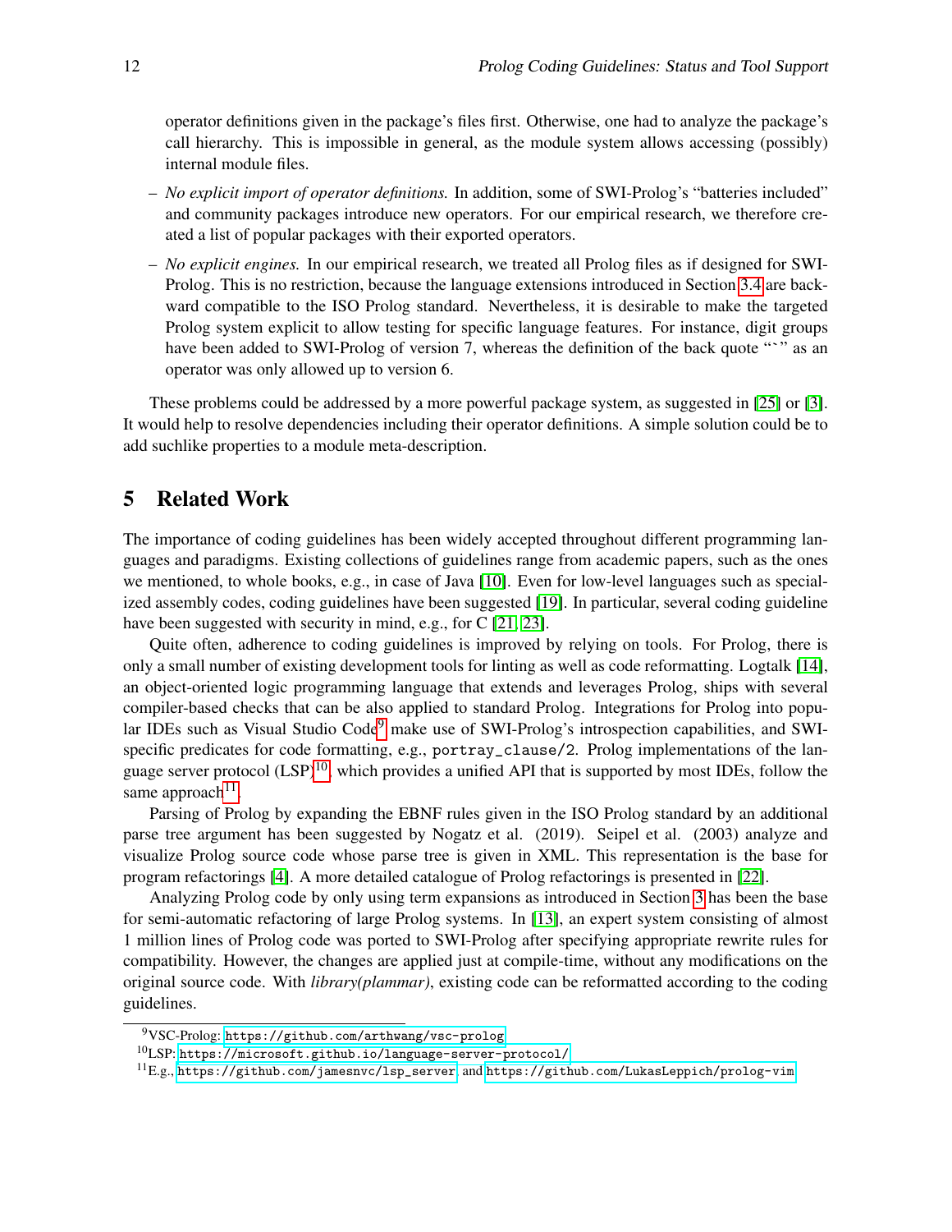operator definitions given in the package's files first. Otherwise, one had to analyze the package's call hierarchy. This is impossible in general, as the module system allows accessing (possibly) internal module files.

- *No explicit import of operator definitions.* In addition, some of SWI-Prolog's "batteries included" and community packages introduce new operators. For our empirical research, we therefore created a list of popular packages with their exported operators.
- *No explicit engines.* In our empirical research, we treated all Prolog files as if designed for SWI-Prolog. This is no restriction, because the language extensions introduced in Section 3.4 are backward compatible to the ISO Prolog standard. Nevertheless, it is desirable to make the targeted Prolog system explicit to allow testing for specific language features. For instance, digit groups have been added to SWI-Prolog of version 7, whereas the definition of the back quote "`" as an operator was only allowed up to version 6.

These problems could be addressed by a more powerful package system, as suggested in [25] or [3]. It would help to resolve dependencies including their operator definitions. A simple solution could be to add suchlike properties to a module meta-description.

## 5 Related Work

The importance of coding guidelines has been widely accepted throughout different programming languages and paradigms. Existing collections of guidelines range from academic papers, such as the ones we mentioned, to whole books, e.g., in case of Java [10]. Even for low-level languages such as specialized assembly codes, coding guidelines have been suggested [19]. In particular, several coding guideline have been suggested with security in mind, e.g., for C [21, 23].

Quite often, adherence to coding guidelines is improved by relying on tools. For Prolog, there is only a small number of existing development tools for linting as well as code reformatting. Logtalk [14], an object-oriented logic programming language that extends and leverages Prolog, ships with several compiler-based checks that can be also applied to standard Prolog. Integrations for Prolog into popular IDEs such as Visual Studio Code[9] make use of SWI-Prolog's introspection capabilities, and SWI-specific predicates for code formatting, e.g., `portray_clause/2`. Prolog implementations of the language server protocol (LSP)[10], which provides a unified API that is supported by most IDEs, follow the same approach[11].

Parsing of Prolog by expanding the EBNF rules given in the ISO Prolog standard by an additional parse tree argument has been suggested by Nogatz et al. (2019). Seipel et al. (2003) analyze and visualize Prolog source code whose parse tree is given in XML. This representation is the base for program refactorings [4]. A more detailed catalogue of Prolog refactorings is presented in [22].

Analyzing Prolog code by only using term expansions as introduced in Section 3 has been the base for semi-automatic refactoring of large Prolog systems. In [13], an expert system consisting of almost 1 million lines of Prolog code was ported to SWI-Prolog after specifying appropriate rewrite rules for compatibility. However, the changes are applied just at compile-time, without any modifications on the original source code. With *library(plammar)*, existing code can be reformatted according to the coding guidelines.

---

[9] VSC-Prolog: https://github.com/arthwang/vsc-prolog

[10] LSP: https://microsoft.github.io/language-server-protocol/

[11] E.g., https://github.com/jamesnvc/lsp_server and https://github.com/LukasLeppich/prolog-vim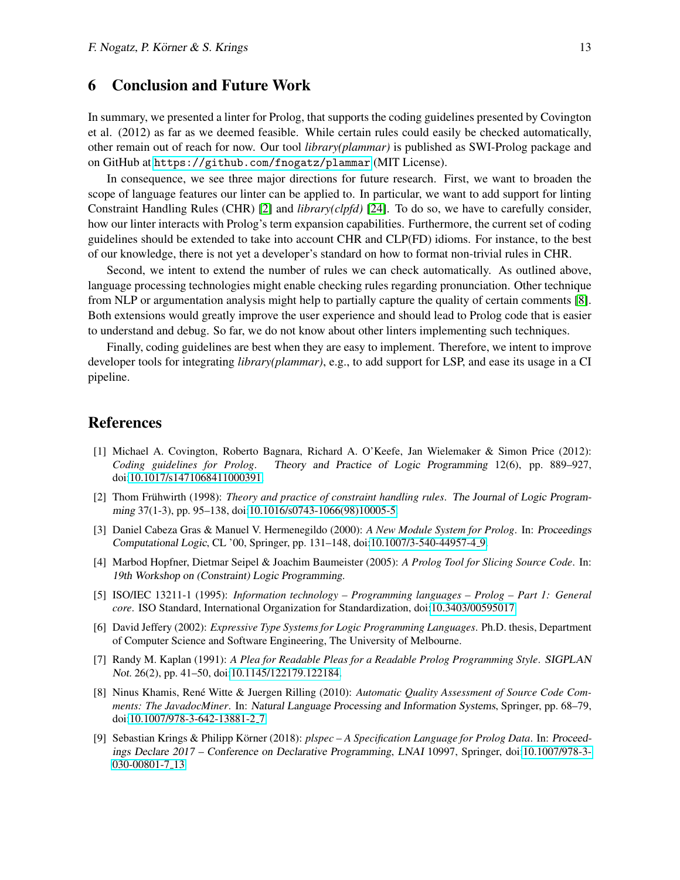## 6 Conclusion and Future Work

In summary, we presented a linter for Prolog, that supports the coding guidelines presented by Covington et al. (2012) as far as we deemed feasible. While certain rules could easily be checked automatically, other remain out of reach for now. Our tool *library(plammar)* is published as SWI-Prolog package and on GitHub at `https://github.com/fnogatz/plammar` (MIT License).

In consequence, we see three major directions for future research. First, we want to broaden the scope of language features our linter can be applied to. In particular, we want to add support for linting Constraint Handling Rules (CHR) [2] and *library(clpfd)* [24]. To do so, we have to carefully consider, how our linter interacts with Prolog's term expansion capabilities. Furthermore, the current set of coding guidelines should be extended to take into account CHR and CLP(FD) idioms. For instance, to the best of our knowledge, there is not yet a developer's standard on how to format non-trivial rules in CHR.

Second, we intent to extend the number of rules we can check automatically. As outlined above, language processing technologies might enable checking rules regarding pronunciation. Other technique from NLP or argumentation analysis might help to partially capture the quality of certain comments [8]. Both extensions would greatly improve the user experience and should lead to Prolog code that is easier to understand and debug. So far, we do not know about other linters implementing such techniques.

Finally, coding guidelines are best when they are easy to implement. Therefore, we intent to improve developer tools for integrating *library(plammar)*, e.g., to add support for LSP, and ease its usage in a CI pipeline.

## References

[1] Michael A. Covington, Roberto Bagnara, Richard A. O'Keefe, Jan Wielemaker & Simon Price (2012): *Coding guidelines for Prolog*. Theory and Practice of Logic Programming 12(6), pp. 889–927, doi:10.1017/s1471068411000391.

[2] Thom Frühwirth (1998): *Theory and practice of constraint handling rules*. The Journal of Logic Programming 37(1-3), pp. 95–138, doi:10.1016/s0743-1066(98)10005-5.

[3] Daniel Cabeza Gras & Manuel V. Hermenegildo (2000): *A New Module System for Prolog*. In: Proceedings Computational Logic, CL '00, Springer, pp. 131–148, doi:10.1007/3-540-44957-4_9.

[4] Marbod Hopfner, Dietmar Seipel & Joachim Baumeister (2005): *A Prolog Tool for Slicing Source Code*. In: 19th Workshop on (Constraint) Logic Programming.

[5] ISO/IEC 13211-1 (1995): *Information technology – Programming languages – Prolog – Part 1: General core*. ISO Standard, International Organization for Standardization, doi:10.3403/00595017.

[6] David Jeffery (2002): *Expressive Type Systems for Logic Programming Languages*. Ph.D. thesis, Department of Computer Science and Software Engineering, The University of Melbourne.

[7] Randy M. Kaplan (1991): *A Plea for Readable Pleas for a Readable Prolog Programming Style*. SIGPLAN Not. 26(2), pp. 41–50, doi:10.1145/122179.122184.

[8] Ninus Khamis, René Witte & Juergen Rilling (2010): *Automatic Quality Assessment of Source Code Comments: The JavadocMiner*. In: Natural Language Processing and Information Systems, Springer, pp. 68–79, doi:10.1007/978-3-642-13881-2_7.

[9] Sebastian Krings & Philipp Körner (2018): *plspec – A Specification Language for Prolog Data*. In: Proceedings Declare 2017 – Conference on Declarative Programming, LNAI 10997, Springer, doi:10.1007/978-3-030-00801-7_13.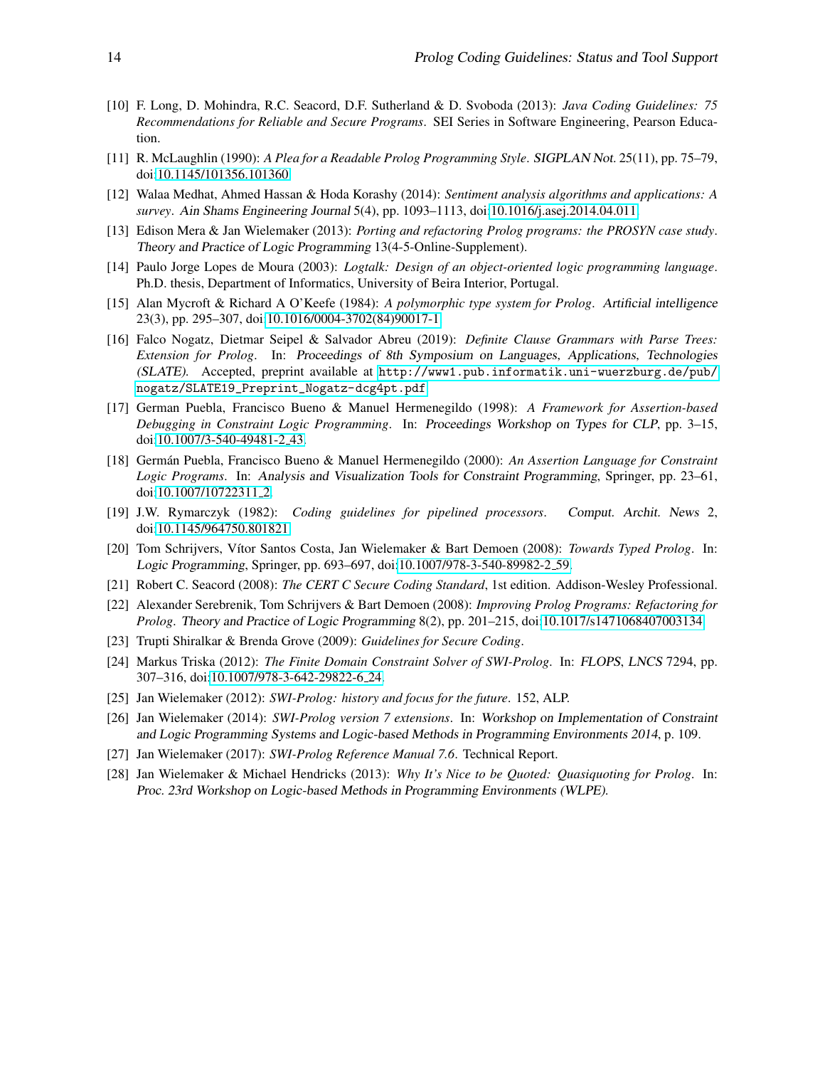[10] F. Long, D. Mohindra, R.C. Seacord, D.F. Sutherland & D. Svoboda (2013): *Java Coding Guidelines: 75 Recommendations for Reliable and Secure Programs*. SEI Series in Software Engineering, Pearson Education.

[11] R. McLaughlin (1990): *A Plea for a Readable Prolog Programming Style*. SIGPLAN Not. 25(11), pp. 75–79, doi:10.1145/101356.101360.

[12] Walaa Medhat, Ahmed Hassan & Hoda Korashy (2014): *Sentiment analysis algorithms and applications: A survey*. Ain Shams Engineering Journal 5(4), pp. 1093–1113, doi:10.1016/j.asej.2014.04.011.

[13] Edison Mera & Jan Wielemaker (2013): *Porting and refactoring Prolog programs: the PROSYN case study*. Theory and Practice of Logic Programming 13(4-5-Online-Supplement).

[14] Paulo Jorge Lopes de Moura (2003): *Logtalk: Design of an object-oriented logic programming language*. Ph.D. thesis, Department of Informatics, University of Beira Interior, Portugal.

[15] Alan Mycroft & Richard A O'Keefe (1984): *A polymorphic type system for Prolog*. Artificial intelligence 23(3), pp. 295–307, doi:10.1016/0004-3702(84)90017-1.

[16] Falco Nogatz, Dietmar Seipel & Salvador Abreu (2019): *Definite Clause Grammars with Parse Trees: Extension for Prolog*. In: Proceedings of 8th Symposium on Languages, Applications, Technologies (SLATE). Accepted, preprint available at `http://www1.pub.informatik.uni-wuerzburg.de/pub/nogatz/SLATE19_Preprint_Nogatz-dcg4pt.pdf`.

[17] German Puebla, Francisco Bueno & Manuel Hermenegildo (1998): *A Framework for Assertion-based Debugging in Constraint Logic Programming*. In: Proceedings Workshop on Types for CLP, pp. 3–15, doi:10.1007/3-540-49481-2_43.

[18] Germán Puebla, Francisco Bueno & Manuel Hermenegildo (2000): *An Assertion Language for Constraint Logic Programs*. In: Analysis and Visualization Tools for Constraint Programming, Springer, pp. 23–61, doi:10.1007/10722311_2.

[19] J.W. Rymarczyk (1982): *Coding guidelines for pipelined processors*. Comput. Archit. News 2, doi:10.1145/964750.801821.

[20] Tom Schrijvers, Vítor Santos Costa, Jan Wielemaker & Bart Demoen (2008): *Towards Typed Prolog*. In: Logic Programming, Springer, pp. 693–697, doi:10.1007/978-3-540-89982-2_59.

[21] Robert C. Seacord (2008): *The CERT C Secure Coding Standard*, 1st edition. Addison-Wesley Professional.

[22] Alexander Serebrenik, Tom Schrijvers & Bart Demoen (2008): *Improving Prolog Programs: Refactoring for Prolog*. Theory and Practice of Logic Programming 8(2), pp. 201–215, doi:10.1017/s1471068407003134.

[23] Trupti Shiralkar & Brenda Grove (2009): *Guidelines for Secure Coding*.

[24] Markus Triska (2012): *The Finite Domain Constraint Solver of SWI-Prolog*. In: FLOPS, LNCS 7294, pp. 307–316, doi:10.1007/978-3-642-29822-6_24.

[25] Jan Wielemaker (2012): *SWI-Prolog: history and focus for the future*. 152, ALP.

[26] Jan Wielemaker (2014): *SWI-Prolog version 7 extensions*. In: Workshop on Implementation of Constraint and Logic Programming Systems and Logic-based Methods in Programming Environments 2014, p. 109.

[27] Jan Wielemaker (2017): *SWI-Prolog Reference Manual 7.6*. Technical Report.

[28] Jan Wielemaker & Michael Hendricks (2013): *Why It's Nice to be Quoted: Quasiquoting for Prolog*. In: Proc. 23rd Workshop on Logic-based Methods in Programming Environments (WLPE).